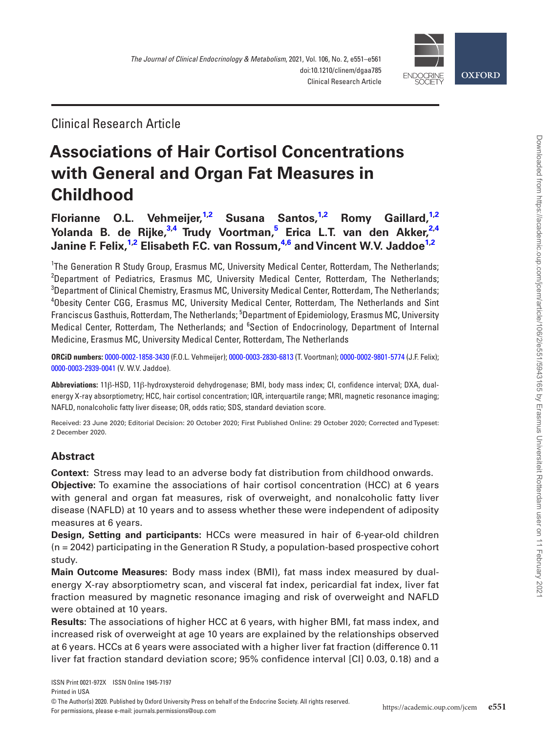Clinical Research Article

# Associations of Hair Cortisol Concentrations with General and Organ Fat Measures in Childhood

**Florianne O.L. Vehmeijer,[1,2] Susana Santos,[1,2] Romy Gaillard,[1,2] Yolanda B. de Rijke,[3,4] Trudy Voortman,[5] Erica L.T. van den Akker,[2,4] Janine F. Felix,[1,2] Elisabeth F.C. van Rossum,[4,6] and Vincent W.V. Jaddoe[1,2]**

[1]The Generation R Study Group, Erasmus MC, University Medical Center, Rotterdam, The Netherlands; [2]Department of Pediatrics, Erasmus MC, University Medical Center, Rotterdam, The Netherlands; [3]Department of Clinical Chemistry, Erasmus MC, University Medical Center, Rotterdam, The Netherlands; [4]Obesity Center CGG, Erasmus MC, University Medical Center, Rotterdam, The Netherlands and Sint Franciscus Gasthuis, Rotterdam, The Netherlands; [5]Department of Epidemiology, Erasmus MC, University Medical Center, Rotterdam, The Netherlands; and [6]Section of Endocrinology, Department of Internal Medicine, Erasmus MC, University Medical Center, Rotterdam, The Netherlands

**ORCiD numbers:** 0000-0002-1858-3430 (F.O.L. Vehmeijer); 0000-0003-2830-6813 (T. Voortman); 0000-0002-9801-5774 (J.F. Felix); 0000-0003-2939-0041 (V. W.V. Jaddoe).

**Abbreviations:** 11β-HSD, 11β-hydroxysteroid dehydrogenase; BMI, body mass index; CI, confidence interval; DXA, dual-energy X-ray absorptiometry; HCC, hair cortisol concentration; IQR, interquartile range; MRI, magnetic resonance imaging; NAFLD, nonalcoholic fatty liver disease; OR, odds ratio; SDS, standard deviation score.

Received: 23 June 2020; Editorial Decision: 20 October 2020; First Published Online: 29 October 2020; Corrected and Typeset: 2 December 2020.

## Abstract

**Context:** Stress may lead to an adverse body fat distribution from childhood onwards.

**Objective:** To examine the associations of hair cortisol concentration (HCC) at 6 years with general and organ fat measures, risk of overweight, and nonalcoholic fatty liver disease (NAFLD) at 10 years and to assess whether these were independent of adiposity measures at 6 years.

**Design, Setting and participants:** HCCs were measured in hair of 6-year-old children (n = 2042) participating in the Generation R Study, a population-based prospective cohort study.

**Main Outcome Measures:** Body mass index (BMI), fat mass index measured by dual-energy X-ray absorptiometry scan, and visceral fat index, pericardial fat index, liver fat fraction measured by magnetic resonance imaging and risk of overweight and NAFLD were obtained at 10 years.

**Results:** The associations of higher HCC at 6 years, with higher BMI, fat mass index, and increased risk of overweight at age 10 years are explained by the relationships observed at 6 years. HCCs at 6 years were associated with a higher liver fat fraction (difference 0.11 liver fat fraction standard deviation score; 95% confidence interval [CI] 0.03, 0.18) and a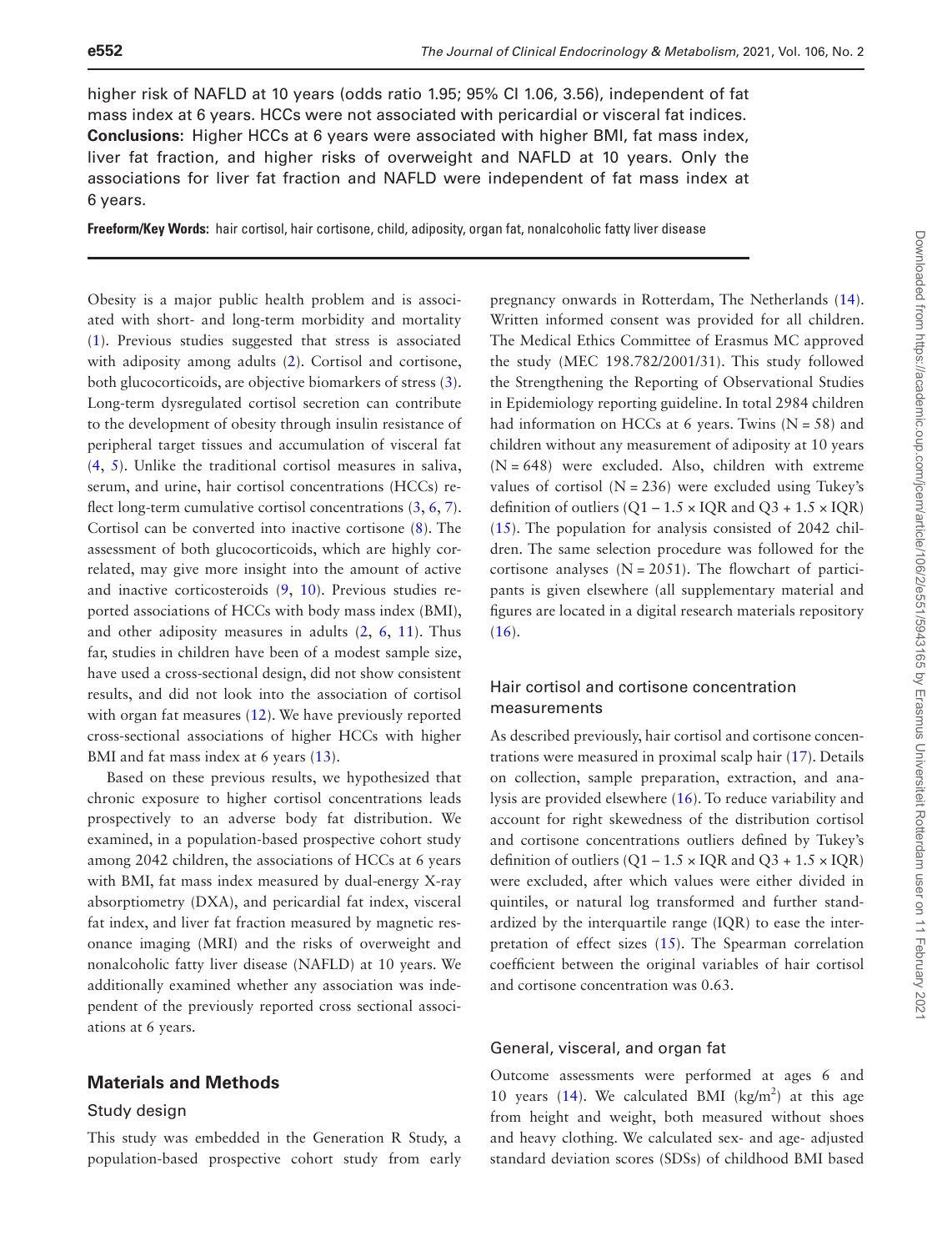higher risk of NAFLD at 10 years (odds ratio 1.95; 95% CI 1.06, 3.56), independent of fat mass index at 6 years. HCCs were not associated with pericardial or visceral fat indices. **Conclusions**: Higher HCCs at 6 years were associated with higher BMI, fat mass index, liver fat fraction, and higher risks of overweight and NAFLD at 10 years. Only the associations for liver fat fraction and NAFLD were independent of fat mass index at 6 years.

**Freeform/Key Words:** hair cortisol, hair cortisone, child, adiposity, organ fat, nonalcoholic fatty liver disease

---

Obesity is a major public health problem and is associated with short- and long-term morbidity and mortality (1). Previous studies suggested that stress is associated with adiposity among adults (2). Cortisol and cortisone, both glucocorticoids, are objective biomarkers of stress (3). Long-term dysregulated cortisol secretion can contribute to the development of obesity through insulin resistance of peripheral target tissues and accumulation of visceral fat (4, 5). Unlike the traditional cortisol measures in saliva, serum, and urine, hair cortisol concentrations (HCCs) reflect long-term cumulative cortisol concentrations (3, 6, 7). Cortisol can be converted into inactive cortisone (8). The assessment of both glucocorticoids, which are highly correlated, may give more insight into the amount of active and inactive corticosteroids (9, 10). Previous studies reported associations of HCCs with body mass index (BMI), and other adiposity measures in adults (2, 6, 11). Thus far, studies in children have been of a modest sample size, have used a cross-sectional design, did not show consistent results, and did not look into the association of cortisol with organ fat measures (12). We have previously reported cross-sectional associations of higher HCCs with higher BMI and fat mass index at 6 years (13).

Based on these previous results, we hypothesized that chronic exposure to higher cortisol concentrations leads prospectively to an adverse body fat distribution. We examined, in a population-based prospective cohort study among 2042 children, the associations of HCCs at 6 years with BMI, fat mass index measured by dual-energy X-ray absorptiometry (DXA), and pericardial fat index, visceral fat index, and liver fat fraction measured by magnetic resonance imaging (MRI) and the risks of overweight and nonalcoholic fatty liver disease (NAFLD) at 10 years. We additionally examined whether any association was independent of the previously reported cross sectional associations at 6 years.

## Materials and Methods

### Study design

This study was embedded in the Generation R Study, a population-based prospective cohort study from early pregnancy onwards in Rotterdam, The Netherlands (14). Written informed consent was provided for all children. The Medical Ethics Committee of Erasmus MC approved the study (MEC 198.782/2001/31). This study followed the Strengthening the Reporting of Observational Studies in Epidemiology reporting guideline. In total 2984 children had information on HCCs at 6 years. Twins (N = 58) and children without any measurement of adiposity at 10 years (N = 648) were excluded. Also, children with extreme values of cortisol (N = 236) were excluded using Tukey's definition of outliers (Q1 − 1.5 × IQR and Q3 + 1.5 × IQR) (15). The population for analysis consisted of 2042 children. The same selection procedure was followed for the cortisone analyses (N = 2051). The flowchart of participants is given elsewhere (all supplementary material and figures are located in a digital research materials repository (16).

### Hair cortisol and cortisone concentration measurements

As described previously, hair cortisol and cortisone concentrations were measured in proximal scalp hair (17). Details on collection, sample preparation, extraction, and analysis are provided elsewhere (16). To reduce variability and account for right skewedness of the distribution cortisol and cortisone concentrations outliers defined by Tukey's definition of outliers (Q1 − 1.5 × IQR and Q3 + 1.5 × IQR) were excluded, after which values were either divided in quintiles, or natural log transformed and further standardized by the interquartile range (IQR) to ease the interpretation of effect sizes (15). The Spearman correlation coefficient between the original variables of hair cortisol and cortisone concentration was 0.63.

### General, visceral, and organ fat

Outcome assessments were performed at ages 6 and 10 years (14). We calculated BMI (kg/m$^2$) at this age from height and weight, both measured without shoes and heavy clothing. We calculated sex- and age- adjusted standard deviation scores (SDSs) of childhood BMI based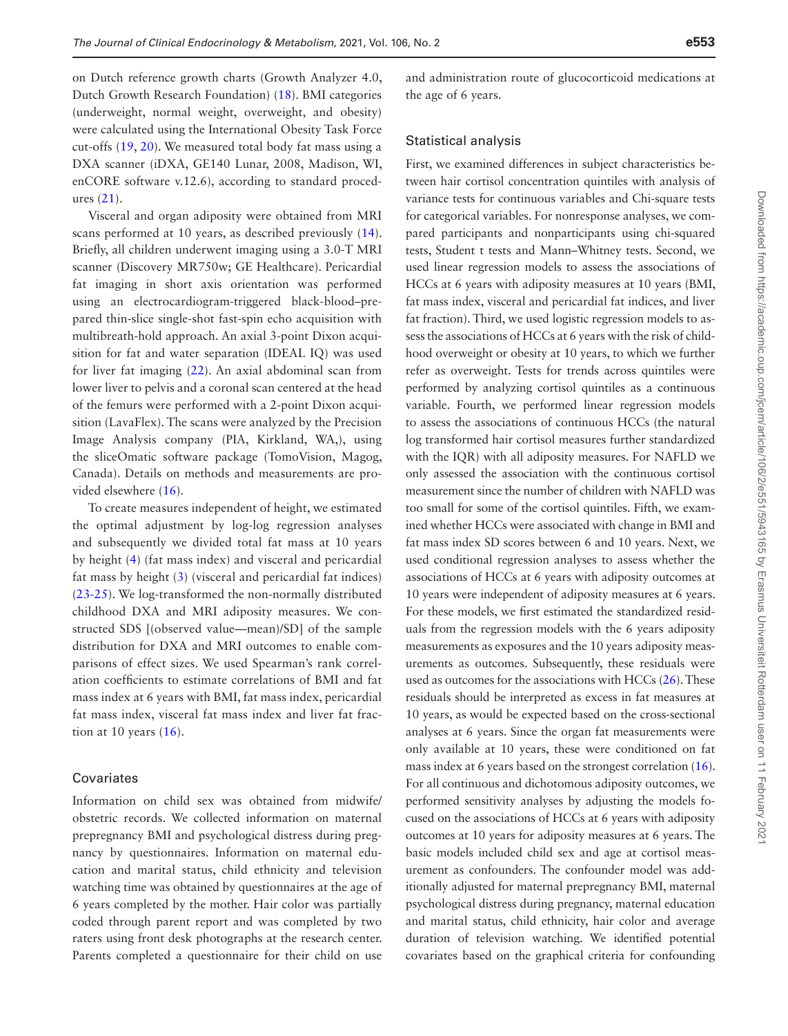on Dutch reference growth charts (Growth Analyzer 4.0, Dutch Growth Research Foundation) (18). BMI categories (underweight, normal weight, overweight, and obesity) were calculated using the International Obesity Task Force cut-offs (19, 20). We measured total body fat mass using a DXA scanner (iDXA, GE140 Lunar, 2008, Madison, WI, enCORE software v.12.6), according to standard procedures (21).

Visceral and organ adiposity were obtained from MRI scans performed at 10 years, as described previously (14). Briefly, all children underwent imaging using a 3.0-T MRI scanner (Discovery MR750w; GE Healthcare). Pericardial fat imaging in short axis orientation was performed using an electrocardiogram-triggered black-blood–prepared thin-slice single-shot fast-spin echo acquisition with multibreath-hold approach. An axial 3-point Dixon acquisition for fat and water separation (IDEAL IQ) was used for liver fat imaging (22). An axial abdominal scan from lower liver to pelvis and a coronal scan centered at the head of the femurs were performed with a 2-point Dixon acquisition (LavaFlex). The scans were analyzed by the Precision Image Analysis company (PIA, Kirkland, WA,), using the sliceOmatic software package (TomoVision, Magog, Canada). Details on methods and measurements are provided elsewhere (16).

To create measures independent of height, we estimated the optimal adjustment by log-log regression analyses and subsequently we divided total fat mass at 10 years by height (4) (fat mass index) and visceral and pericardial fat mass by height (3) (visceral and pericardial fat indices) (23-25). We log-transformed the non-normally distributed childhood DXA and MRI adiposity measures. We constructed SDS [(observed value—mean)/SD] of the sample distribution for DXA and MRI outcomes to enable comparisons of effect sizes. We used Spearman's rank correlation coefficients to estimate correlations of BMI and fat mass index at 6 years with BMI, fat mass index, pericardial fat mass index, visceral fat mass index and liver fat fraction at 10 years (16).

### Covariates

Information on child sex was obtained from midwife/obstetric records. We collected information on maternal prepregnancy BMI and psychological distress during pregnancy by questionnaires. Information on maternal education and marital status, child ethnicity and television watching time was obtained by questionnaires at the age of 6 years completed by the mother. Hair color was partially coded through parent report and was completed by two raters using front desk photographs at the research center. Parents completed a questionnaire for their child on use and administration route of glucocorticoid medications at the age of 6 years.

### Statistical analysis

First, we examined differences in subject characteristics between hair cortisol concentration quintiles with analysis of variance tests for continuous variables and Chi-square tests for categorical variables. For nonresponse analyses, we compared participants and nonparticipants using chi-squared tests, Student t tests and Mann–Whitney tests. Second, we used linear regression models to assess the associations of HCCs at 6 years with adiposity measures at 10 years (BMI, fat mass index, visceral and pericardial fat indices, and liver fat fraction). Third, we used logistic regression models to assess the associations of HCCs at 6 years with the risk of childhood overweight or obesity at 10 years, to which we further refer as overweight. Tests for trends across quintiles were performed by analyzing cortisol quintiles as a continuous variable. Fourth, we performed linear regression models to assess the associations of continuous HCCs (the natural log transformed hair cortisol measures further standardized with the IQR) with all adiposity measures. For NAFLD we only assessed the association with the continuous cortisol measurement since the number of children with NAFLD was too small for some of the cortisol quintiles. Fifth, we examined whether HCCs were associated with change in BMI and fat mass index SD scores between 6 and 10 years. Next, we used conditional regression analyses to assess whether the associations of HCCs at 6 years with adiposity outcomes at 10 years were independent of adiposity measures at 6 years. For these models, we first estimated the standardized residuals from the regression models with the 6 years adiposity measurements as exposures and the 10 years adiposity measurements as outcomes. Subsequently, these residuals were used as outcomes for the associations with HCCs (26). These residuals should be interpreted as excess in fat measures at 10 years, as would be expected based on the cross-sectional analyses at 6 years. Since the organ fat measurements were only available at 10 years, these were conditioned on fat mass index at 6 years based on the strongest correlation (16). For all continuous and dichotomous adiposity outcomes, we performed sensitivity analyses by adjusting the models focused on the associations of HCCs at 6 years with adiposity outcomes at 10 years for adiposity measures at 6 years. The basic models included child sex and age at cortisol measurement as confounders. The confounder model was additionally adjusted for maternal prepregnancy BMI, maternal psychological distress during pregnancy, maternal education and marital status, child ethnicity, hair color and average duration of television watching. We identified potential covariates based on the graphical criteria for confounding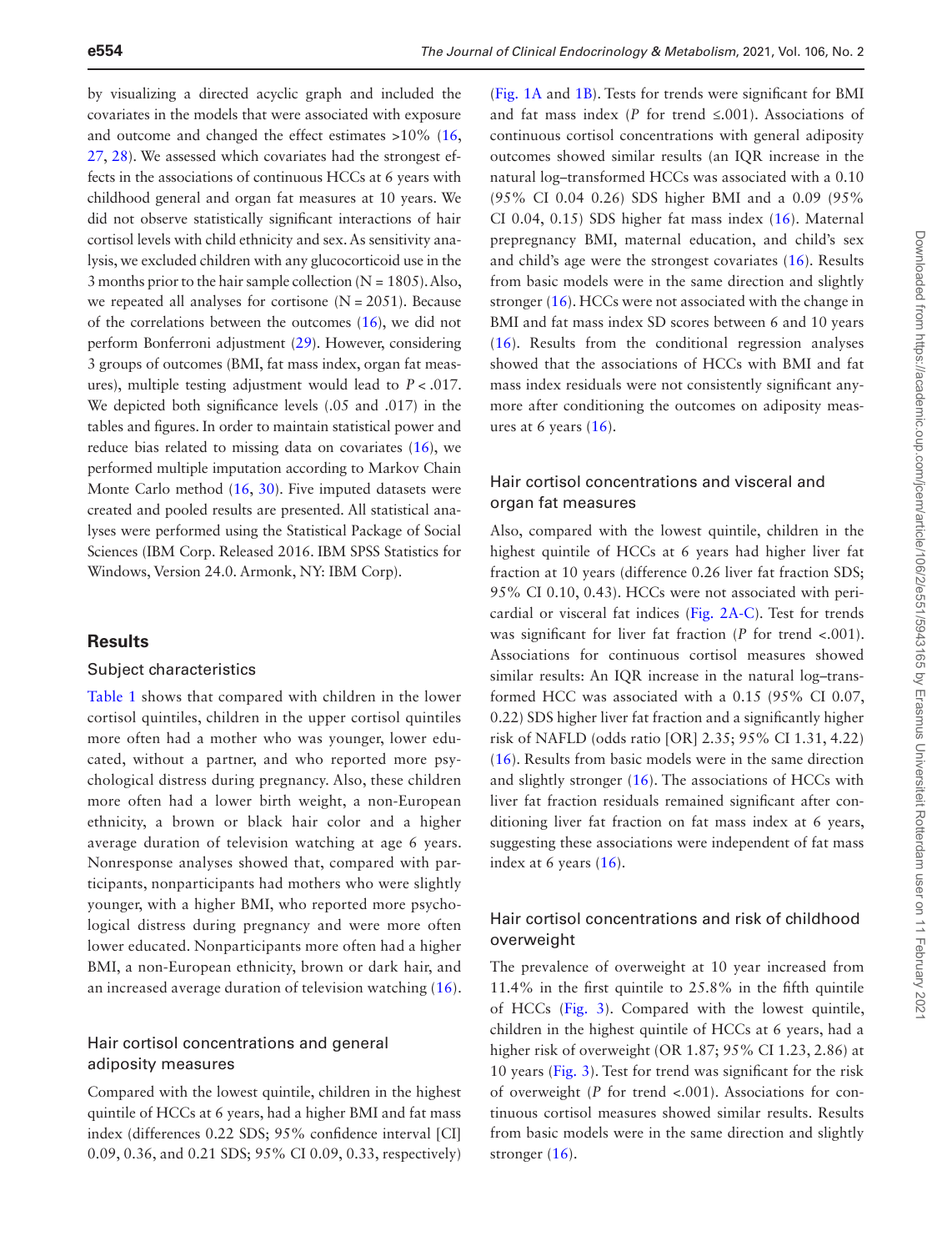by visualizing a directed acyclic graph and included the covariates in the models that were associated with exposure and outcome and changed the effect estimates >10% (16, 27, 28). We assessed which covariates had the strongest effects in the associations of continuous HCCs at 6 years with childhood general and organ fat measures at 10 years. We did not observe statistically significant interactions of hair cortisol levels with child ethnicity and sex. As sensitivity analysis, we excluded children with any glucocorticoid use in the 3 months prior to the hair sample collection (N = 1805). Also, we repeated all analyses for cortisone (N = 2051). Because of the correlations between the outcomes (16), we did not perform Bonferroni adjustment (29). However, considering 3 groups of outcomes (BMI, fat mass index, organ fat measures), multiple testing adjustment would lead to $P < .017$. We depicted both significance levels (.05 and .017) in the tables and figures. In order to maintain statistical power and reduce bias related to missing data on covariates (16), we performed multiple imputation according to Markov Chain Monte Carlo method (16, 30). Five imputed datasets were created and pooled results are presented. All statistical analyses were performed using the Statistical Package of Social Sciences (IBM Corp. Released 2016. IBM SPSS Statistics for Windows, Version 24.0. Armonk, NY: IBM Corp).

## Results

### Subject characteristics

Table 1 shows that compared with children in the lower cortisol quintiles, children in the upper cortisol quintiles more often had a mother who was younger, lower educated, without a partner, and who reported more psychological distress during pregnancy. Also, these children more often had a lower birth weight, a non-European ethnicity, a brown or black hair color and a higher average duration of television watching at age 6 years. Nonresponse analyses showed that, compared with participants, nonparticipants had mothers who were slightly younger, with a higher BMI, who reported more psychological distress during pregnancy and were more often lower educated. Nonparticipants more often had a higher BMI, a non-European ethnicity, brown or dark hair, and an increased average duration of television watching (16).

### Hair cortisol concentrations and general adiposity measures

Compared with the lowest quintile, children in the highest quintile of HCCs at 6 years, had a higher BMI and fat mass index (differences 0.22 SDS; 95% confidence interval [CI] 0.09, 0.36, and 0.21 SDS; 95% CI 0.09, 0.33, respectively) (Fig. 1A and 1B). Tests for trends were significant for BMI and fat mass index ($P$ for trend $\leq$.001). Associations of continuous cortisol concentrations with general adiposity outcomes showed similar results (an IQR increase in the natural log–transformed HCCs was associated with a 0.10 (95% CI 0.04 0.26) SDS higher BMI and a 0.09 (95% CI 0.04, 0.15) SDS higher fat mass index (16). Maternal prepregnancy BMI, maternal education, and child's sex and child's age were the strongest covariates (16). Results from basic models were in the same direction and slightly stronger (16). HCCs were not associated with the change in BMI and fat mass index SD scores between 6 and 10 years (16). Results from the conditional regression analyses showed that the associations of HCCs with BMI and fat mass index residuals were not consistently significant anymore after conditioning the outcomes on adiposity measures at 6 years (16).

### Hair cortisol concentrations and visceral and organ fat measures

Also, compared with the lowest quintile, children in the highest quintile of HCCs at 6 years had higher liver fat fraction at 10 years (difference 0.26 liver fat fraction SDS; 95% CI 0.10, 0.43). HCCs were not associated with pericardial or visceral fat indices (Fig. 2A-C). Test for trends was significant for liver fat fraction ($P$ for trend <.001). Associations for continuous cortisol measures showed similar results: An IQR increase in the natural log–transformed HCC was associated with a 0.15 (95% CI 0.07, 0.22) SDS higher liver fat fraction and a significantly higher risk of NAFLD (odds ratio [OR] 2.35; 95% CI 1.31, 4.22) (16). Results from basic models were in the same direction and slightly stronger (16). The associations of HCCs with liver fat fraction residuals remained significant after conditioning liver fat fraction on fat mass index at 6 years, suggesting these associations were independent of fat mass index at 6 years (16).

### Hair cortisol concentrations and risk of childhood overweight

The prevalence of overweight at 10 year increased from 11.4% in the first quintile to 25.8% in the fifth quintile of HCCs (Fig. 3). Compared with the lowest quintile, children in the highest quintile of HCCs at 6 years, had a higher risk of overweight (OR 1.87; 95% CI 1.23, 2.86) at 10 years (Fig. 3). Test for trend was significant for the risk of overweight ($P$ for trend <.001). Associations for continuous cortisol measures showed similar results. Results from basic models were in the same direction and slightly stronger (16).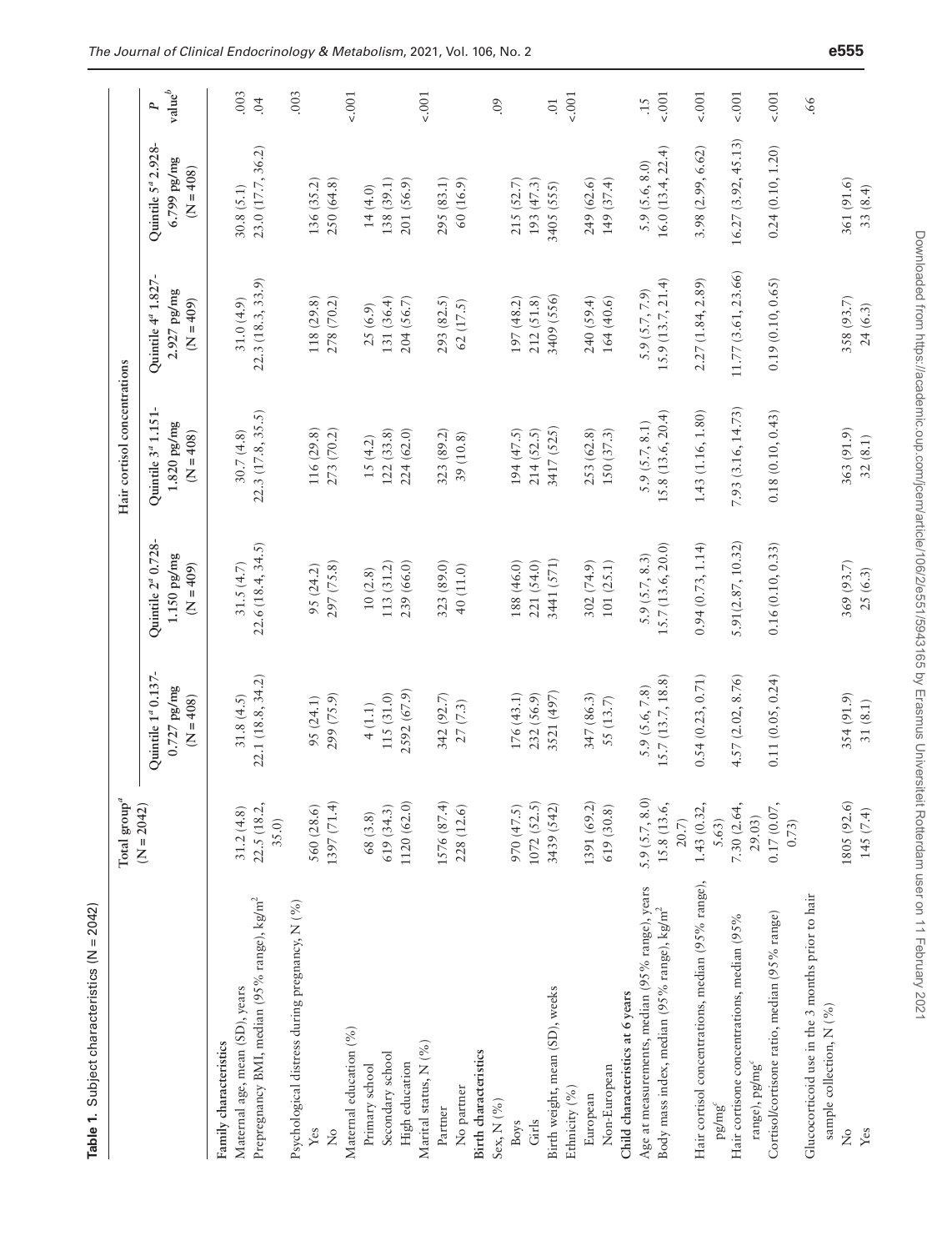**Table 1. Subject characteristics (N = 2042)**

| | Total group[a] (N = 2042) | Hair cortisol concentrations | | | | | $P$ value[b] |
|---|---|---|---|---|---|---|---|
| | | Quintile 1[a] 0.137-0.727 pg/mg (N = 408) | Quintile 2[a] 0.728-1.150 pg/mg (N = 409) | Quintile 3[a] 1.151-1.820 pg/mg (N = 408) | Quintile 4[a] 1.827-2.927 pg/mg (N = 409) | Quintile 5[a] 2.928-6.799 pg/mg (N = 408) | |
| **Family characteristics** | | | | | | | |
| Maternal age, mean (SD), years | 31.2 (4.8) | 31.8 (4.5) | 31.5 (4.7) | 30.7 (4.8) | 31.0 (4.9) | 30.8 (5.1) | .003 |
| Prepregnancy BMI, median (95% range), kg/m$^2$ | 22.5 (18.2, 35.0) | 22.1 (18.8, 34.2) | 22.6 (18.4, 34.5) | 22.3 (17.8, 35.5) | 22.3 (18.3, 33.9) | 23.0 (17.7, 36.2) | .04 |
| Psychological distress during pregnancy, N (%) | | | | | | | .003 |
| Yes | 560 (28.6) | 95 (24.1) | 95 (24.2) | 116 (29.8) | 118 (29.8) | 136 (35.2) | |
| No | 1397 (71.4) | 299 (75.9) | 297 (75.8) | 273 (70.2) | 278 (70.2) | 250 (64.8) | |
| Maternal education (%) | | | | | | | <.001 |
| Primary school | 68 (3.8) | 4 (1.1) | 10 (2.8) | 15 (4.2) | 25 (6.9) | 14 (4.0) | |
| Secondary school | 619 (34.3) | 115 (31.0) | 113 (31.2) | 122 (33.8) | 131 (36.4) | 138 (39.1) | |
| High education | 1120 (62.0) | 2592 (67.9) | 239 (66.0) | 224 (62.0) | 204 (56.7) | 201 (56.9) | |
| Marital status, N (%) | | | | | | | <.001 |
| Partner | 1576 (87.4) | 342 (92.7) | 323 (89.0) | 323 (89.2) | 293 (82.5) | 295 (83.1) | |
| No partner | 228 (12.6) | 27 (7.3) | 40 (11.0) | 39 (10.8) | 62 (17.5) | 60 (16.9) | |
| **Birth characteristics** | | | | | | | |
| Sex, N (%) | | | | | | | .09 |
| Boys | 970 (47.5) | 176 (43.1) | 188 (46.0) | 194 (47.5) | 197 (48.2) | 215 (52.7) | |
| Girls | 1072 (52.5) | 232 (56.9) | 221 (54.0) | 214 (52.5) | 212 (51.8) | 193 (47.3) | |
| Birth weight, mean (SD), weeks | 3439 (542) | 3521 (497) | 3441 (571) | 3417 (525) | 3409 (556) | 3405 (555) | .01 |
| Ethnicity (%) | | | | | | | <.001 |
| European | 1391 (69.2) | 347 (86.3) | 302 (74.9) | 253 (62.8) | 240 (59.4) | 249 (62.6) | |
| Non-European | 619 (30.8) | 55 (13.7) | 101 (25.1) | 150 (37.3) | 164 (40.6) | 149 (37.4) | |
| **Child characteristics at 6 years** | | | | | | | |
| Age at measurements, median (95% range), years | 5.9 (5.7, 8.0) | 5.9 (5.6, 7.8) | 5.9 (5.7, 8.3) | 5.9 (5.7, 8.1) | 5.9 (5.7, 7.9) | 5.9 (5.6, 8.0) | .15 |
| Body mass index, median (95% range), kg/m$^2$ | 15.8 (13.6, 20.7) | 15.7 (13.7, 18.8) | 15.7 (13.6, 20.0) | 15.8 (13.6, 20.4) | 15.9 (13.7, 21.4) | 16.0 (13.4, 22.4) | <.001 |
| Hair cortisol concentrations, median (95% range), pg/mg[c] | 1.43 (0.32, 5.63) | 0.54 (0.23, 0.71) | 0.94 (0.73, 1.14) | 1.43 (1.16, 1.80) | 2.27 (1.84, 2.89) | 3.98 (2.99, 6.62) | <.001 |
| Hair cortisone concentrations, median (95% range), pg/mg[c] | 7.30 (2.64, 29.03) | 4.57 (2.02, 8.76) | 5.91(2.87, 10.32) | 7.93 (3.16, 14.73) | 11.77 (3.61, 23.66) | 16.27 (3.92, 45.13) | <.001 |
| Cortisol/cortisone ratio, median (95% range) | 0.17 (0.07, 0.73) | 0.11 (0.05, 0.24) | 0.16 (0.10, 0.33) | 0.18 (0.10, 0.43) | 0.19 (0.10, 0.65) | 0.24 (0.10, 1.20) | <.001 |
| Glucocorticoid use in the 3 months prior to hair sample collection, N (%) | | | | | | | .66 |
| No | 1805 (92.6) | 354 (91.9) | 369 (93.7) | 363 (91.9) | 358 (93.7) | 361 (91.6) | |
| Yes | 145 (7.4) | 31 (8.1) | 25 (6.3) | 32 (8.1) | 24 (6.3) | 33 (8.4) | |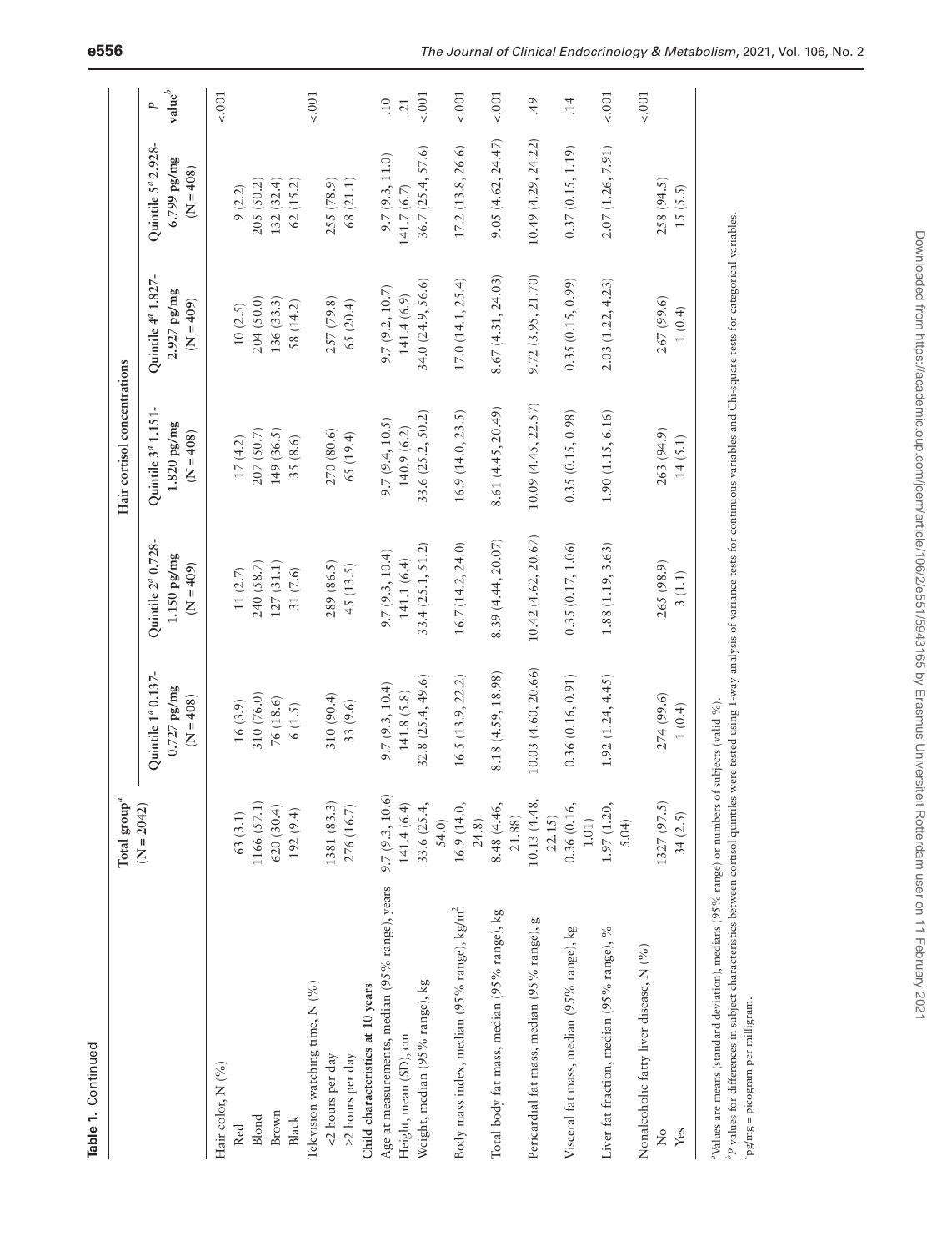**Table 1.** Continued

| | Total group[a] | Hair cortisol concentrations | | | | | |
|---|---|---|---|---|---|---|---|
| | (N = 2042) | Quintile 1[a] 0.137-0.727 pg/mg (N = 408) | Quintile 2[a] 0.728-1.150 pg/mg (N = 409) | Quintile 3[a] 1.151-1.820 pg/mg (N = 408) | Quintile 4[a] 1.827-2.927 pg/mg (N = 409) | Quintile 5[a] 2.928-6.799 pg/mg (N = 408) | P value[b] |
| Hair color, N (%) | | | | | | | <.001 |
| Red | 63 (3.1) | 16 (3.9) | 11 (2.7) | 17 (4.2) | 10 (2.5) | 9 (2.2) | |
| Blond | 1166 (57.1) | 310 (76.0) | 240 (58.7) | 207 (50.7) | 204 (50.0) | 205 (50.2) | |
| Brown | 620 (30.4) | 76 (18.6) | 127 (31.1) | 149 (36.5) | 136 (33.3) | 132 (32.4) | |
| Black | 192 (9.4) | 6 (1.5) | 31 (7.6) | 35 (8.6) | 58 (14.2) | 62 (15.2) | |
| Television watching time, N (%) | | | | | | | <.001 |
| <2 hours per day | 1381 (83.3) | 310 (90.4) | 289 (86.5) | 270 (80.6) | 257 (79.8) | 255 (78.9) | |
| ≥2 hours per day | 276 (16.7) | 33 (9.6) | 45 (13.5) | 65 (19.4) | 65 (20.4) | 68 (21.1) | |
| **Child characteristics at 10 years** | | | | | | | |
| Age at measurements, median (95% range), years | 9.7 (9.3, 10.6) | 9.7 (9.3, 10.4) | 9.7 (9.3, 10.4) | 9.7 (9.4, 10.5) | 9.7 (9.2, 10.7) | 9.7 (9.3, 11.0) | .10 |
| Height, mean (SD), cm | 141.4 (6.4) | 141.8 (5.8) | 141.1 (6.4) | 140.9 (6.2) | 141.4 (6.9) | 141.7 (6.7) | .21 |
| Weight, median (95% range), kg | 33.6 (25.4, 54.0) | 32.8 (25.4, 49.6) | 33.4 (25.1, 51.2) | 33.6 (25.2, 50.2) | 34.0 (24.9, 56.6) | 36.7 (25.4, 57.6) | <.001 |
| Body mass index, median (95% range), kg/m$^2$ | 16.9 (14.0, 24.8) | 16.5 (13.9, 22.2) | 16.7 (14.2, 24.0) | 16.9 (14.0, 23.5) | 17.0 (14.1, 25.4) | 17.2 (13.8, 26.6) | <.001 |
| Total body fat mass, median (95% range), kg | 8.48 (4.46, 21.88) | 8.18 (4.59, 18.98) | 8.39 (4.44, 20.07) | 8.61 (4.45, 20.49) | 8.67 (4.31, 24.03) | 9.05 (4.62, 24.47) | <.001 |
| Pericardial fat mass, median (95% range), g | 10.13 (4.48, 22.15) | 10.03 (4.60, 20.66) | 10.42 (4.62, 20.67) | 10.09 (4.45, 22.57) | 9.72 (3.95, 21.70) | 10.49 (4.29, 24.22) | .49 |
| Visceral fat mass, median (95% range), kg | 0.36 (0.16, 1.01) | 0.36 (0.16, 0.91) | 0.35 (0.17, 1.06) | 0.35 (0.15, 0.98) | 0.35 (0.15, 0.99) | 0.37 (0.15, 1.19) | .14 |
| Liver fat fraction, median (95% range), % | 1.97 (1.20, 5.04) | 1.92 (1.24, 4.45) | 1.88 (1.19, 3.63) | 1.90 (1.15, 6.16) | 2.03 (1.22, 4.23) | 2.07 (1.26, 7.91) | <.001 |
| Nonalcoholic fatty liver disease, N (%) | | | | | | | <.001 |
| No | 1327 (97.5) | 274 (99.6) | 265 (98.9) | 263 (94.9) | 267 (99.6) | 258 (94.5) | |
| Yes | 34 (2.5) | 1 (0.4) | 3 (1.1) | 14 (5.1) | 1 (0.4) | 15 (5.5) | |

[a]Values are means (standard deviation), medians (95% range) or numbers of subjects (valid %).
[b]P values for differences in subject characteristics between cortisol quintiles were tested using 1-way analysis of variance tests for continuous variables and Chi-square tests for categorical variables.
[c]pg/mg = picogram per milligram.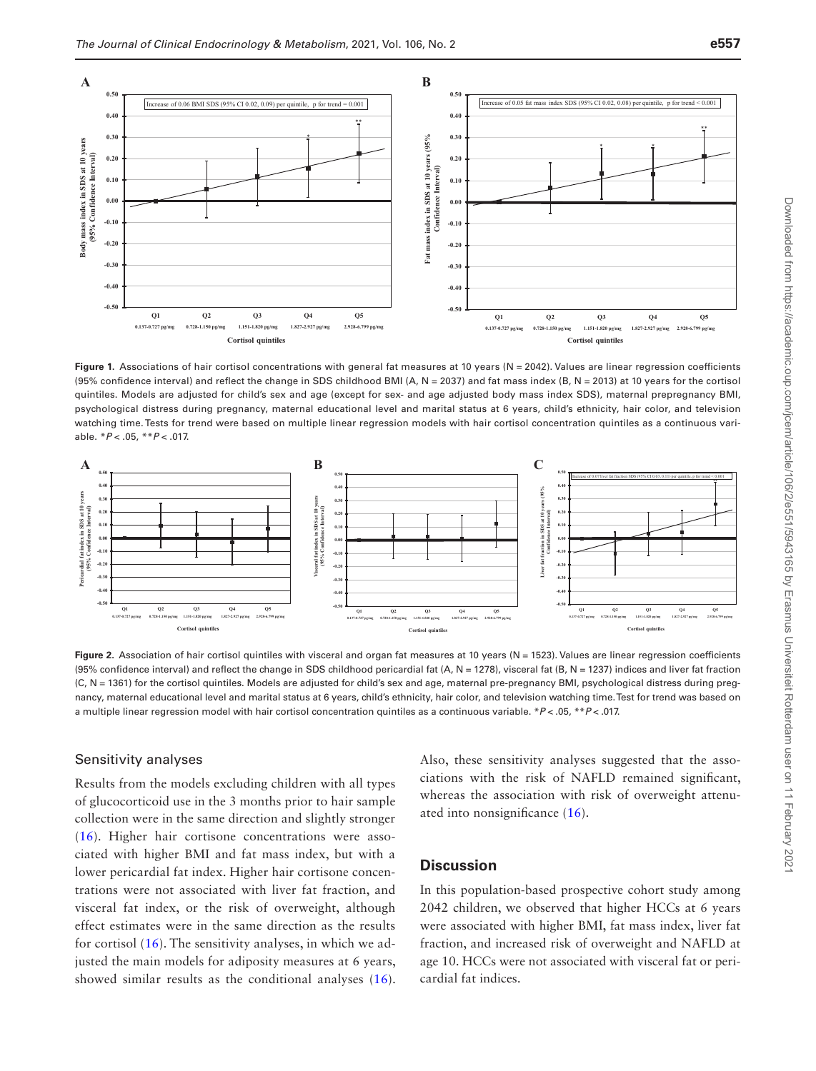**Figure 1.** Associations of hair cortisol concentrations with general fat measures at 10 years (N = 2042). Values are linear regression coefficients (95% confidence interval) and reflect the change in SDS childhood BMI (A, N = 2037) and fat mass index (B, N = 2013) at 10 years for the cortisol quintiles. Models are adjusted for child's sex and age (except for sex- and age adjusted body mass index SDS), maternal prepregnancy BMI, psychological distress during pregnancy, maternal educational level and marital status at 6 years, child's ethnicity, hair color, and television watching time. Tests for trend were based on multiple linear regression models with hair cortisol concentration quintiles as a continuous variable. $*P < .05$, $**P < .017$.

**Figure 2.** Association of hair cortisol quintiles with visceral and organ fat measures at 10 years (N = 1523). Values are linear regression coefficients (95% confidence interval) and reflect the change in SDS childhood pericardial fat (A, N = 1278), visceral fat (B, N = 1237) indices and liver fat fraction (C, N = 1361) for the cortisol quintiles. Models are adjusted for child's sex and age, maternal pre-pregnancy BMI, psychological distress during pregnancy, maternal educational level and marital status at 6 years, child's ethnicity, hair color, and television watching time. Test for trend was based on a multiple linear regression model with hair cortisol concentration quintiles as a continuous variable. $*P < .05$, $**P < .017$.

### Sensitivity analyses

Results from the models excluding children with all types of glucocorticoid use in the 3 months prior to hair sample collection were in the same direction and slightly stronger (16). Higher hair cortisone concentrations were associated with higher BMI and fat mass index, but with a lower pericardial fat index. Higher hair cortisone concentrations were not associated with liver fat fraction, and visceral fat index, or the risk of overweight, although effect estimates were in the same direction as the results for cortisol (16). The sensitivity analyses, in which we adjusted the main models for adiposity measures at 6 years, showed similar results as the conditional analyses (16). Also, these sensitivity analyses suggested that the associations with the risk of NAFLD remained significant, whereas the association with risk of overweight attenuated into nonsignificance (16).

## Discussion

In this population-based prospective cohort study among 2042 children, we observed that higher HCCs at 6 years were associated with higher BMI, fat mass index, liver fat fraction, and increased risk of overweight and NAFLD at age 10. HCCs were not associated with visceral fat or pericardial fat indices.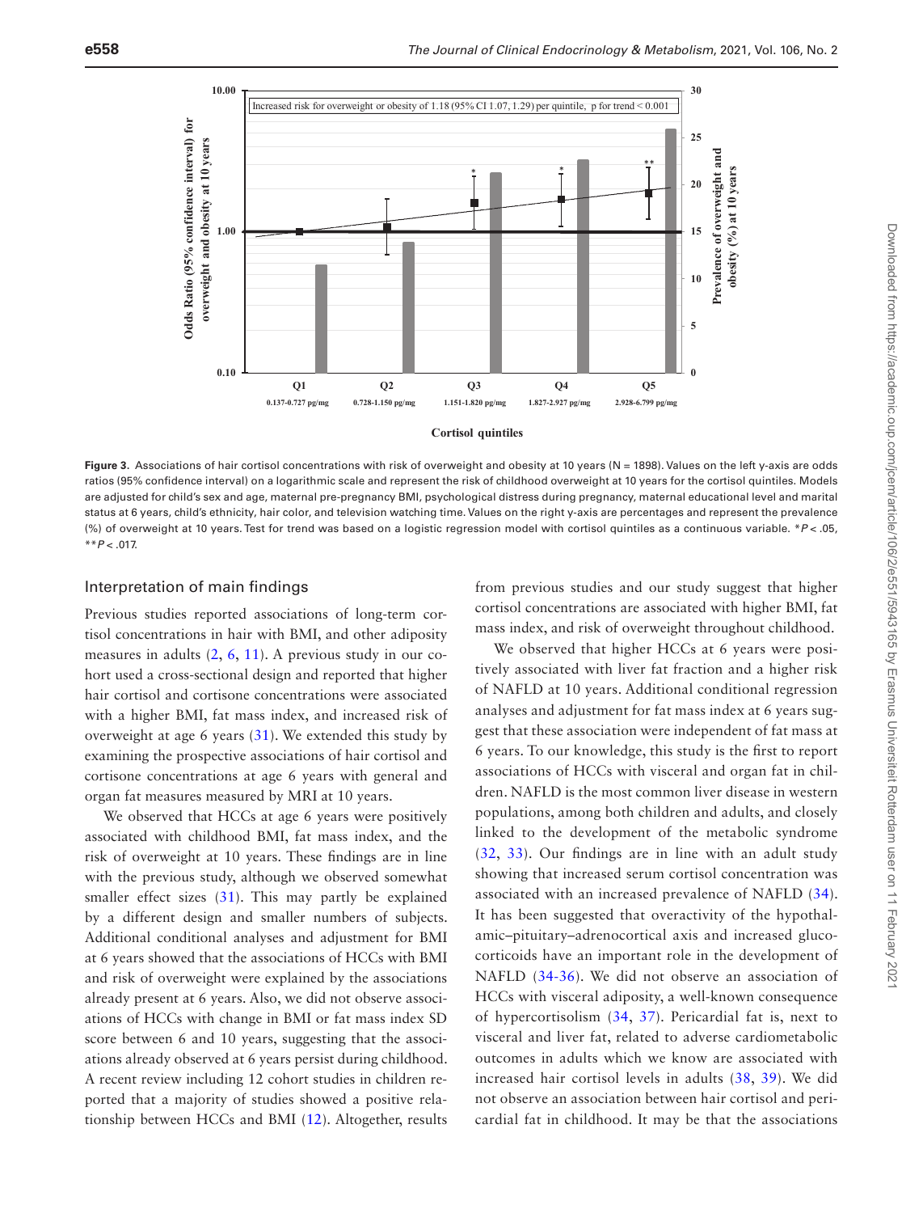Figure 3. Associations of hair cortisol concentrations with risk of overweight and obesity at 10 years (N = 1898). Values on the left y-axis are odds ratios (95% confidence interval) on a logarithmic scale and represent the risk of childhood overweight at 10 years for the cortisol quintiles. Models are adjusted for child's sex and age, maternal pre-pregnancy BMI, psychological distress during pregnancy, maternal educational level and marital status at 6 years, child's ethnicity, hair color, and television watching time. Values on the right y-axis are percentages and represent the prevalence (%) of overweight at 10 years. Test for trend was based on a logistic regression model with cortisol quintiles as a continuous variable. \*$P < .05$, \*\*$P < .017$.

## Interpretation of main findings

Previous studies reported associations of long-term cortisol concentrations in hair with BMI, and other adiposity measures in adults (2, 6, 11). A previous study in our cohort used a cross-sectional design and reported that higher hair cortisol and cortisone concentrations were associated with a higher BMI, fat mass index, and increased risk of overweight at age 6 years (31). We extended this study by examining the prospective associations of hair cortisol and cortisone concentrations at age 6 years with general and organ fat measures measured by MRI at 10 years.

We observed that HCCs at age 6 years were positively associated with childhood BMI, fat mass index, and the risk of overweight at 10 years. These findings are in line with the previous study, although we observed somewhat smaller effect sizes (31). This may partly be explained by a different design and smaller numbers of subjects. Additional conditional analyses and adjustment for BMI at 6 years showed that the associations of HCCs with BMI and risk of overweight were explained by the associations already present at 6 years. Also, we did not observe associations of HCCs with change in BMI or fat mass index SD score between 6 and 10 years, suggesting that the associations already observed at 6 years persist during childhood. A recent review including 12 cohort studies in children reported that a majority of studies showed a positive relationship between HCCs and BMI (12). Altogether, results from previous studies and our study suggest that higher cortisol concentrations are associated with higher BMI, fat mass index, and risk of overweight throughout childhood.

We observed that higher HCCs at 6 years were positively associated with liver fat fraction and a higher risk of NAFLD at 10 years. Additional conditional regression analyses and adjustment for fat mass index at 6 years suggest that these association were independent of fat mass at 6 years. To our knowledge, this study is the first to report associations of HCCs with visceral and organ fat in children. NAFLD is the most common liver disease in western populations, among both children and adults, and closely linked to the development of the metabolic syndrome (32, 33). Our findings are in line with an adult study showing that increased serum cortisol concentration was associated with an increased prevalence of NAFLD (34). It has been suggested that overactivity of the hypothalamic–pituitary–adrenocortical axis and increased glucocorticoids have an important role in the development of NAFLD (34-36). We did not observe an association of HCCs with visceral adiposity, a well-known consequence of hypercortisolism (34, 37). Pericardial fat is, next to visceral and liver fat, related to adverse cardiometabolic outcomes in adults which we know are associated with increased hair cortisol levels in adults (38, 39). We did not observe an association between hair cortisol and pericardial fat in childhood. It may be that the associations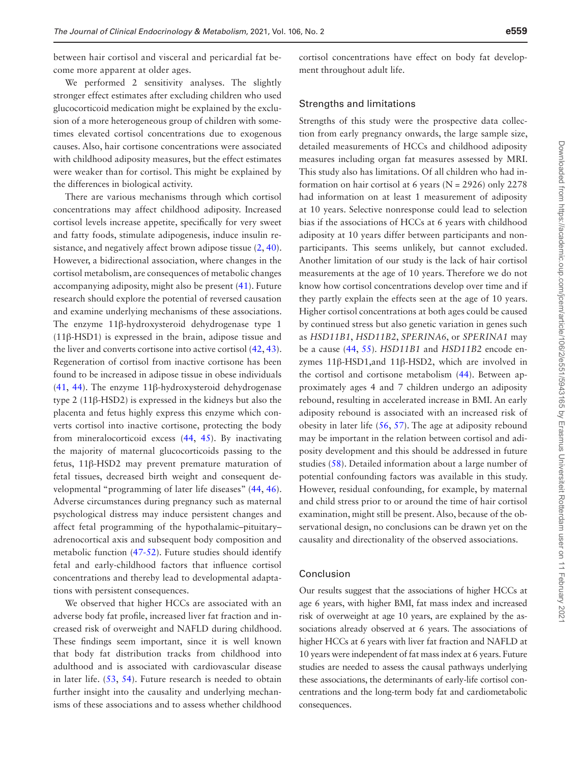between hair cortisol and visceral and pericardial fat become more apparent at older ages.

We performed 2 sensitivity analyses. The slightly stronger effect estimates after excluding children who used glucocorticoid medication might be explained by the exclusion of a more heterogeneous group of children with sometimes elevated cortisol concentrations due to exogenous causes. Also, hair cortisone concentrations were associated with childhood adiposity measures, but the effect estimates were weaker than for cortisol. This might be explained by the differences in biological activity.

There are various mechanisms through which cortisol concentrations may affect childhood adiposity. Increased cortisol levels increase appetite, specifically for very sweet and fatty foods, stimulate adipogenesis, induce insulin resistance, and negatively affect brown adipose tissue (2, 40). However, a bidirectional association, where changes in the cortisol metabolism, are consequences of metabolic changes accompanying adiposity, might also be present (41). Future research should explore the potential of reversed causation and examine underlying mechanisms of these associations. The enzyme 11β-hydroxysteroid dehydrogenase type 1 (11β-HSD1) is expressed in the brain, adipose tissue and the liver and converts cortisone into active cortisol (42, 43). Regeneration of cortisol from inactive cortisone has been found to be increased in adipose tissue in obese individuals (41, 44). The enzyme 11β-hydroxysteroid dehydrogenase type 2 (11β-HSD2) is expressed in the kidneys but also the placenta and fetus highly express this enzyme which converts cortisol into inactive cortisone, protecting the body from mineralocorticoid excess (44, 45). By inactivating the majority of maternal glucocorticoids passing to the fetus, 11β-HSD2 may prevent premature maturation of fetal tissues, decreased birth weight and consequent developmental "programming of later life diseases" (44, 46). Adverse circumstances during pregnancy such as maternal psychological distress may induce persistent changes and affect fetal programming of the hypothalamic–pituitary–adrenocortical axis and subsequent body composition and metabolic function (47-52). Future studies should identify fetal and early-childhood factors that influence cortisol concentrations and thereby lead to developmental adaptations with persistent consequences.

We observed that higher HCCs are associated with an adverse body fat profile, increased liver fat fraction and increased risk of overweight and NAFLD during childhood. These findings seem important, since it is well known that body fat distribution tracks from childhood into adulthood and is associated with cardiovascular disease in later life. (53, 54). Future research is needed to obtain further insight into the causality and underlying mechanisms of these associations and to assess whether childhood cortisol concentrations have effect on body fat development throughout adult life.

## Strengths and limitations

Strengths of this study were the prospective data collection from early pregnancy onwards, the large sample size, detailed measurements of HCCs and childhood adiposity measures including organ fat measures assessed by MRI. This study also has limitations. Of all children who had information on hair cortisol at 6 years (N = 2926) only 2278 had information on at least 1 measurement of adiposity at 10 years. Selective nonresponse could lead to selection bias if the associations of HCCs at 6 years with childhood adiposity at 10 years differ between participants and nonparticipants. This seems unlikely, but cannot excluded. Another limitation of our study is the lack of hair cortisol measurements at the age of 10 years. Therefore we do not know how cortisol concentrations develop over time and if they partly explain the effects seen at the age of 10 years. Higher cortisol concentrations at both ages could be caused by continued stress but also genetic variation in genes such as *HSD11B1*, *HSD11B2*, *SPERINA6*, or *SPERINA1* may be a cause (44, 55). *HSD11B1* and *HSD11B2* encode enzymes 11β-HSD1,and 11β-HSD2, which are involved in the cortisol and cortisone metabolism (44). Between approximately ages 4 and 7 children undergo an adiposity rebound, resulting in accelerated increase in BMI. An early adiposity rebound is associated with an increased risk of obesity in later life (56, 57). The age at adiposity rebound may be important in the relation between cortisol and adiposity development and this should be addressed in future studies (58). Detailed information about a large number of potential confounding factors was available in this study. However, residual confounding, for example, by maternal and child stress prior to or around the time of hair cortisol examination, might still be present. Also, because of the observational design, no conclusions can be drawn yet on the causality and directionality of the observed associations.

## Conclusion

Our results suggest that the associations of higher HCCs at age 6 years, with higher BMI, fat mass index and increased risk of overweight at age 10 years, are explained by the associations already observed at 6 years. The associations of higher HCCs at 6 years with liver fat fraction and NAFLD at 10 years were independent of fat mass index at 6 years. Future studies are needed to assess the causal pathways underlying these associations, the determinants of early-life cortisol concentrations and the long-term body fat and cardiometabolic consequences.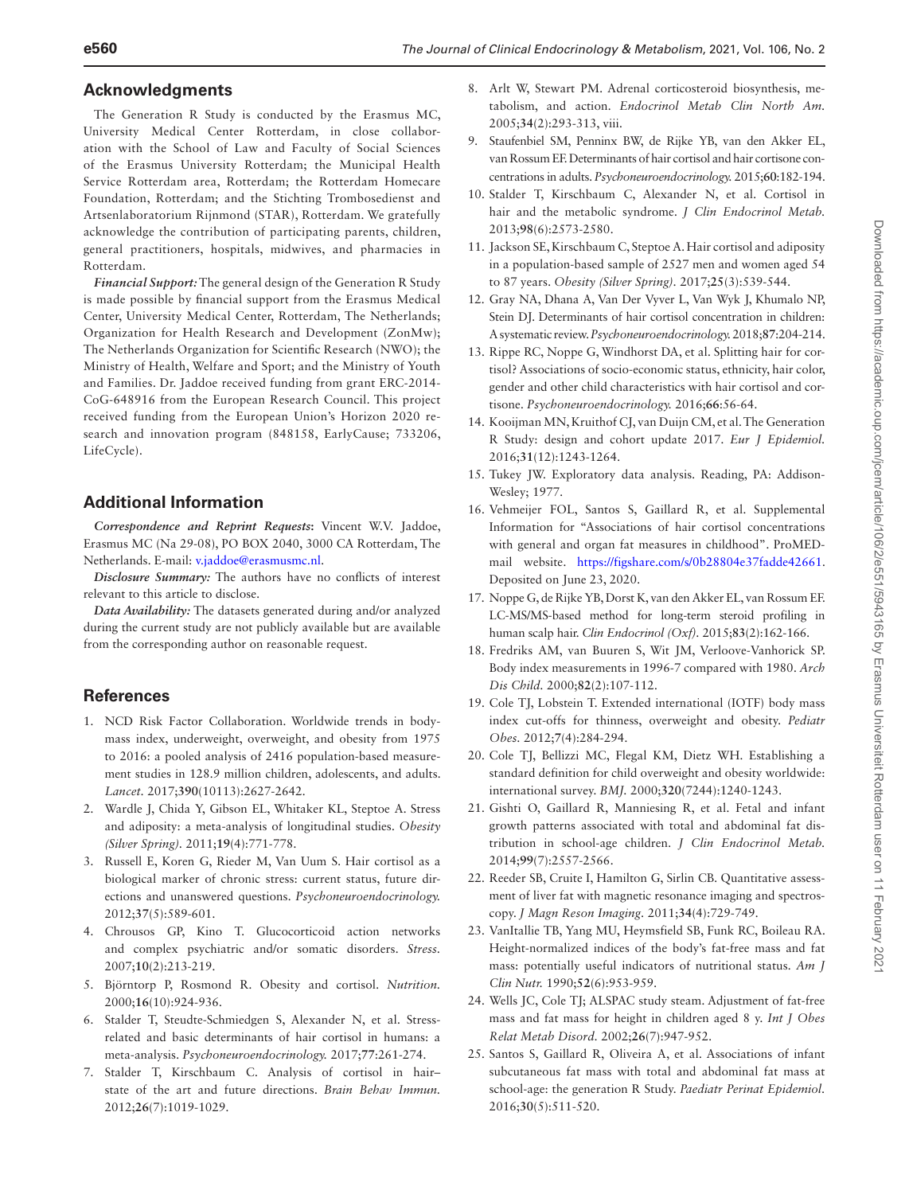## Acknowledgments

The Generation R Study is conducted by the Erasmus MC, University Medical Center Rotterdam, in close collaboration with the School of Law and Faculty of Social Sciences of the Erasmus University Rotterdam; the Municipal Health Service Rotterdam area, Rotterdam; the Rotterdam Homecare Foundation, Rotterdam; and the Stichting Trombosedienst and Artsenlaboratorium Rijnmond (STAR), Rotterdam. We gratefully acknowledge the contribution of participating parents, children, general practitioners, hospitals, midwives, and pharmacies in Rotterdam.

***Financial Support:*** The general design of the Generation R Study is made possible by financial support from the Erasmus Medical Center, University Medical Center, Rotterdam, The Netherlands; Organization for Health Research and Development (ZonMw); The Netherlands Organization for Scientific Research (NWO); the Ministry of Health, Welfare and Sport; and the Ministry of Youth and Families. Dr. Jaddoe received funding from grant ERC-2014-CoG-648916 from the European Research Council. This project received funding from the European Union's Horizon 2020 research and innovation program (848158, EarlyCause; 733206, LifeCycle).

## Additional Information

***Correspondence and Reprint Requests:*** Vincent W.V. Jaddoe, Erasmus MC (Na 29-08), PO BOX 2040, 3000 CA Rotterdam, The Netherlands. E-mail: v.jaddoe@erasmusmc.nl.

***Disclosure Summary:*** The authors have no conflicts of interest relevant to this article to disclose.

***Data Availability:*** The datasets generated during and/or analyzed during the current study are not publicly available but are available from the corresponding author on reasonable request.

## References

1. NCD Risk Factor Collaboration. Worldwide trends in body-mass index, underweight, overweight, and obesity from 1975 to 2016: a pooled analysis of 2416 population-based measurement studies in 128.9 million children, adolescents, and adults. *Lancet.* 2017;**390**(10113):2627-2642.
2. Wardle J, Chida Y, Gibson EL, Whitaker KL, Steptoe A. Stress and adiposity: a meta-analysis of longitudinal studies. *Obesity (Silver Spring).* 2011;**19**(4):771-778.
3. Russell E, Koren G, Rieder M, Van Uum S. Hair cortisol as a biological marker of chronic stress: current status, future directions and unanswered questions. *Psychoneuroendocrinology.* 2012;**37**(5):589-601.
4. Chrousos GP, Kino T. Glucocorticoid action networks and complex psychiatric and/or somatic disorders. *Stress.* 2007;**10**(2):213-219.
5. Björntorp P, Rosmond R. Obesity and cortisol. *Nutrition.* 2000;**16**(10):924-936.
6. Stalder T, Steudte-Schmiedgen S, Alexander N, et al. Stress-related and basic determinants of hair cortisol in humans: a meta-analysis. *Psychoneuroendocrinology.* 2017;**77**:261-274.
7. Stalder T, Kirschbaum C. Analysis of cortisol in hair–state of the art and future directions. *Brain Behav Immun.* 2012;**26**(7):1019-1029.
8. Arlt W, Stewart PM. Adrenal corticosteroid biosynthesis, metabolism, and action. *Endocrinol Metab Clin North Am.* 2005;**34**(2):293-313, viii.
9. Staufenbiel SM, Penninx BW, de Rijke YB, van den Akker EL, van Rossum EF. Determinants of hair cortisol and hair cortisone concentrations in adults. *Psychoneuroendocrinology.* 2015;**60**:182-194.
10. Stalder T, Kirschbaum C, Alexander N, et al. Cortisol in hair and the metabolic syndrome. *J Clin Endocrinol Metab.* 2013;**98**(6):2573-2580.
11. Jackson SE, Kirschbaum C, Steptoe A. Hair cortisol and adiposity in a population-based sample of 2527 men and women aged 54 to 87 years. *Obesity (Silver Spring).* 2017;**25**(3):539-544.
12. Gray NA, Dhana A, Van Der Vyver L, Van Wyk J, Khumalo NP, Stein DJ. Determinants of hair cortisol concentration in children: A systematic review. *Psychoneuroendocrinology.* 2018;**87**:204-214.
13. Rippe RC, Noppe G, Windhorst DA, et al. Splitting hair for cortisol? Associations of socio-economic status, ethnicity, hair color, gender and other child characteristics with hair cortisol and cortisone. *Psychoneuroendocrinology.* 2016;**66**:56-64.
14. Kooijman MN, Kruithof CJ, van Duijn CM, et al. The Generation R Study: design and cohort update 2017. *Eur J Epidemiol.* 2016;**31**(12):1243-1264.
15. Tukey JW. Exploratory data analysis. Reading, PA: Addison-Wesley; 1977.
16. Vehmeijer FOL, Santos S, Gaillard R, et al. Supplemental Information for "Associations of hair cortisol concentrations with general and organ fat measures in childhood". ProMED-mail website. https://figshare.com/s/0b28804e37fadde42661. Deposited on June 23, 2020.
17. Noppe G, de Rijke YB, Dorst K, van den Akker EL, van Rossum EF. LC-MS/MS-based method for long-term steroid profiling in human scalp hair. *Clin Endocrinol (Oxf).* 2015;**83**(2):162-166.
18. Fredriks AM, van Buuren S, Wit JM, Verloove-Vanhorick SP. Body index measurements in 1996-7 compared with 1980. *Arch Dis Child.* 2000;**82**(2):107-112.
19. Cole TJ, Lobstein T. Extended international (IOTF) body mass index cut-offs for thinness, overweight and obesity. *Pediatr Obes.* 2012;**7**(4):284-294.
20. Cole TJ, Bellizzi MC, Flegal KM, Dietz WH. Establishing a standard definition for child overweight and obesity worldwide: international survey. *BMJ.* 2000;**320**(7244):1240-1243.
21. Gishti O, Gaillard R, Manniesing R, et al. Fetal and infant growth patterns associated with total and abdominal fat distribution in school-age children. *J Clin Endocrinol Metab.* 2014;**99**(7):2557-2566.
22. Reeder SB, Cruite I, Hamilton G, Sirlin CB. Quantitative assessment of liver fat with magnetic resonance imaging and spectroscopy. *J Magn Reson Imaging.* 2011;**34**(4):729-749.
23. VanItallie TB, Yang MU, Heymsfield SB, Funk RC, Boileau RA. Height-normalized indices of the body's fat-free mass and fat mass: potentially useful indicators of nutritional status. *Am J Clin Nutr.* 1990;**52**(6):953-959.
24. Wells JC, Cole TJ; ALSPAC study steam. Adjustment of fat-free mass and fat mass for height in children aged 8 y. *Int J Obes Relat Metab Disord.* 2002;**26**(7):947-952.
25. Santos S, Gaillard R, Oliveira A, et al. Associations of infant subcutaneous fat mass with total and abdominal fat mass at school-age: the generation R Study. *Paediatr Perinat Epidemiol.* 2016;**30**(5):511-520.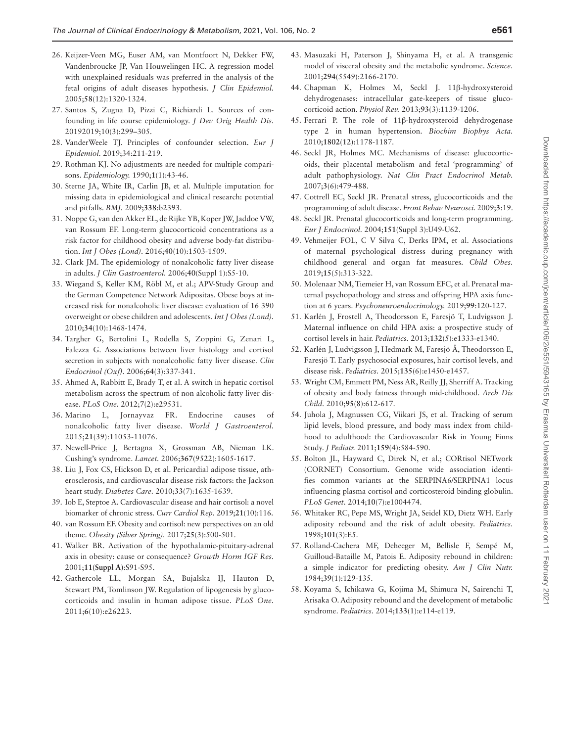26. Keijzer-Veen MG, Euser AM, van Montfoort N, Dekker FW, Vandenbroucke JP, Van Houwelingen HC. A regression model with unexplained residuals was preferred in the analysis of the fetal origins of adult diseases hypothesis. *J Clin Epidemiol.* 2005;**58**(12):1320-1324.
27. Santos S, Zugna D, Pizzi C, Richiardi L. Sources of confounding in life course epidemiology. *J Dev Orig Health Dis.* 20192019;10(3):299–305.
28. VanderWeele TJ. Principles of confounder selection. *Eur J Epidemiol.* 2019;34:211-219.
29. Rothman KJ. No adjustments are needed for multiple comparisons. *Epidemiology.* 1990;**1**(1):43-46.
30. Sterne JA, White IR, Carlin JB, et al. Multiple imputation for missing data in epidemiological and clinical research: potential and pitfalls. *BMJ.* 2009;**338**:b2393.
31. Noppe G, van den Akker EL, de Rijke YB, Koper JW, Jaddoe VW, van Rossum EF. Long-term glucocorticoid concentrations as a risk factor for childhood obesity and adverse body-fat distribution. *Int J Obes (Lond).* 2016;**40**(10):1503-1509.
32. Clark JM. The epidemiology of nonalcoholic fatty liver disease in adults. *J Clin Gastroenterol.* 2006;**40**(Suppl 1):S5-10.
33. Wiegand S, Keller KM, Röbl M, et al.; APV-Study Group and the German Competence Network Adipositas. Obese boys at increased risk for nonalcoholic liver disease: evaluation of 16 390 overweight or obese children and adolescents. *Int J Obes (Lond).* 2010;**34**(10):1468-1474.
34. Targher G, Bertolini L, Rodella S, Zoppini G, Zenari L, Falezza G. Associations between liver histology and cortisol secretion in subjects with nonalcoholic fatty liver disease. *Clin Endocrinol (Oxf).* 2006;**64**(3):337-341.
35. Ahmed A, Rabbitt E, Brady T, et al. A switch in hepatic cortisol metabolism across the spectrum of non alcoholic fatty liver disease. *PLoS One.* 2012;**7**(2):e29531.
36. Marino L, Jornayvaz FR. Endocrine causes of nonalcoholic fatty liver disease. *World J Gastroenterol.* 2015;**21**(39):11053-11076.
37. Newell-Price J, Bertagna X, Grossman AB, Nieman LK. Cushing's syndrome. *Lancet.* 2006;**367**(9522):1605-1617.
38. Liu J, Fox CS, Hickson D, et al. Pericardial adipose tissue, atherosclerosis, and cardiovascular disease risk factors: the Jackson heart study. *Diabetes Care.* 2010;**33**(7):1635-1639.
39. Iob E, Steptoe A. Cardiovascular disease and hair cortisol: a novel biomarker of chronic stress. *Curr Cardiol Rep.* 2019;**21**(10):116.
40. van Rossum EF. Obesity and cortisol: new perspectives on an old theme. *Obesity (Silver Spring).* 2017;**25**(3):500-501.
41. Walker BR. Activation of the hypothalamic-pituitary-adrenal axis in obesity: cause or consequence? *Growth Horm IGF Res.* 2001;**11**(**Suppl A**):S91-S95.
42. Gathercole LL, Morgan SA, Bujalska IJ, Hauton D, Stewart PM, Tomlinson JW. Regulation of lipogenesis by glucocorticoids and insulin in human adipose tissue. *PLoS One.* 2011;**6**(10):e26223.
43. Masuzaki H, Paterson J, Shinyama H, et al. A transgenic model of visceral obesity and the metabolic syndrome. *Science.* 2001;**294**(5549):2166-2170.
44. Chapman K, Holmes M, Seckl J. 11β-hydroxysteroid dehydrogenases: intracellular gate-keepers of tissue glucocorticoid action. *Physiol Rev.* 2013;**93**(3):1139-1206.
45. Ferrari P. The role of 11β-hydroxysteroid dehydrogenase type 2 in human hypertension. *Biochim Biophys Acta.* 2010;**1802**(12):1178-1187.
46. Seckl JR, Holmes MC. Mechanisms of disease: glucocorticoids, their placental metabolism and fetal 'programming' of adult pathophysiology. *Nat Clin Pract Endocrinol Metab.* 2007;**3**(6):479-488.
47. Cottrell EC, Seckl JR. Prenatal stress, glucocorticoids and the programming of adult disease. *Front Behav Neurosci.* 2009;**3**:19.
48. Seckl JR. Prenatal glucocorticoids and long-term programming. *Eur J Endocrinol.* 2004;**151**(Suppl 3):U49-U62.
49. Vehmeijer FOL, C V Silva C, Derks IPM, et al. Associations of maternal psychological distress during pregnancy with childhood general and organ fat measures. *Child Obes.* 2019;**15**(5):313-322.
50. Molenaar NM, Tiemeier H, van Rossum EFC, et al. Prenatal maternal psychopathology and stress and offspring HPA axis function at 6 years. *Psychoneuroendocrinology.* 2019;**99**:120-127.
51. Karlén J, Frostell A, Theodorsson E, Faresjö T, Ludvigsson J. Maternal influence on child HPA axis: a prospective study of cortisol levels in hair. *Pediatrics.* 2013;**132**(5):e1333-e1340.
52. Karlén J, Ludvigsson J, Hedmark M, Faresjö Å, Theodorsson E, Faresjö T. Early psychosocial exposures, hair cortisol levels, and disease risk. *Pediatrics.* 2015;**135**(6):e1450-e1457.
53. Wright CM, Emmett PM, Ness AR, Reilly JJ, Sherriff A. Tracking of obesity and body fatness through mid-childhood. *Arch Dis Child.* 2010;**95**(8):612-617.
54. Juhola J, Magnussen CG, Viikari JS, et al. Tracking of serum lipid levels, blood pressure, and body mass index from childhood to adulthood: the Cardiovascular Risk in Young Finns Study. *J Pediatr.* 2011;**159**(4):584-590.
55. Bolton JL, Hayward C, Direk N, et al.; CORtisol NETwork (CORNET) Consortium. Genome wide association identifies common variants at the SERPINA6/SERPINA1 locus influencing plasma cortisol and corticosteroid binding globulin. *PLoS Genet.* 2014;**10**(7):e1004474.
56. Whitaker RC, Pepe MS, Wright JA, Seidel KD, Dietz WH. Early adiposity rebound and the risk of adult obesity. *Pediatrics.* 1998;**101**(3):E5.
57. Rolland-Cachera MF, Deheeger M, Bellisle F, Sempé M, Guilloud-Bataille M, Patois E. Adiposity rebound in children: a simple indicator for predicting obesity. *Am J Clin Nutr.* 1984;**39**(1):129-135.
58. Koyama S, Ichikawa G, Kojima M, Shimura N, Sairenchi T, Arisaka O. Adiposity rebound and the development of metabolic syndrome. *Pediatrics.* 2014;**133**(1):e114-e119.